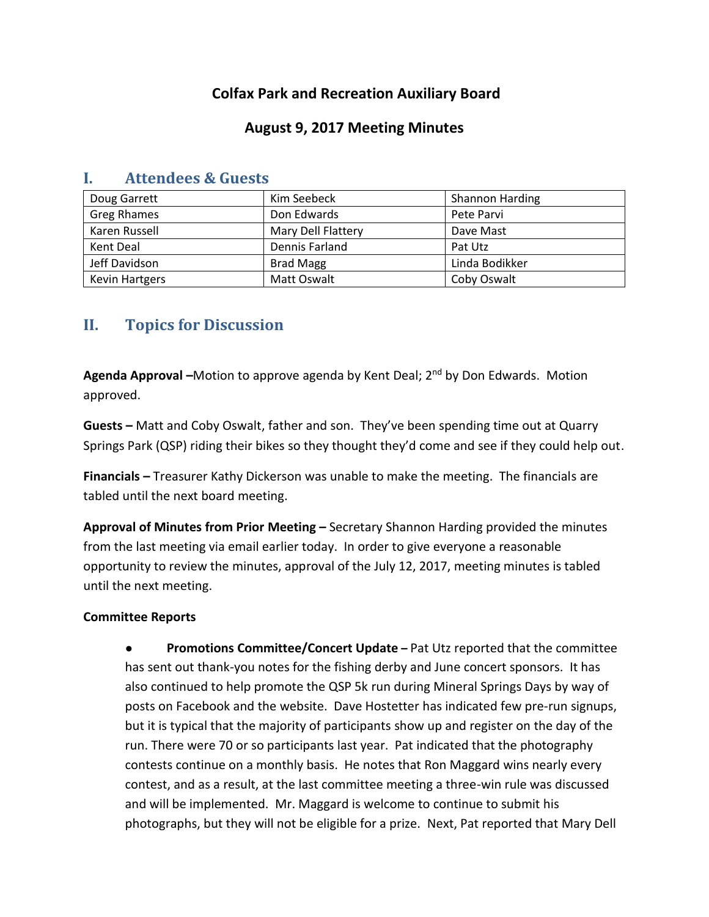# Colfax Park and Recreation Auxiliary Board

## August 9, 2017 Meeting Minutes

## I. Attendees & Guests

| Doug Garrett | Kim Seebeck | Shannon Harding |
|---|---|---|
| Greg Rhames | Don Edwards | Pete Parvi |
| Karen Russell | Mary Dell Flattery | Dave Mast |
| Kent Deal | Dennis Farland | Pat Utz |
| Jeff Davidson | Brad Magg | Linda Bodikker |
| Kevin Hartgers | Matt Oswalt | Coby Oswalt |

## II. Topics for Discussion

**Agenda Approval –** Motion to approve agenda by Kent Deal; 2nd by Don Edwards. Motion approved.

**Guests –** Matt and Coby Oswalt, father and son. They've been spending time out at Quarry Springs Park (QSP) riding their bikes so they thought they'd come and see if they could help out.

**Financials –** Treasurer Kathy Dickerson was unable to make the meeting. The financials are tabled until the next board meeting.

**Approval of Minutes from Prior Meeting –** Secretary Shannon Harding provided the minutes from the last meeting via email earlier today. In order to give everyone a reasonable opportunity to review the minutes, approval of the July 12, 2017, meeting minutes is tabled until the next meeting.

**Committee Reports**

- **Promotions Committee/Concert Update –** Pat Utz reported that the committee has sent out thank-you notes for the fishing derby and June concert sponsors. It has also continued to help promote the QSP 5k run during Mineral Springs Days by way of posts on Facebook and the website. Dave Hostetter has indicated few pre-run signups, but it is typical that the majority of participants show up and register on the day of the run. There were 70 or so participants last year. Pat indicated that the photography contests continue on a monthly basis. He notes that Ron Maggard wins nearly every contest, and as a result, at the last committee meeting a three-win rule was discussed and will be implemented. Mr. Maggard is welcome to continue to submit his photographs, but they will not be eligible for a prize. Next, Pat reported that Mary Dell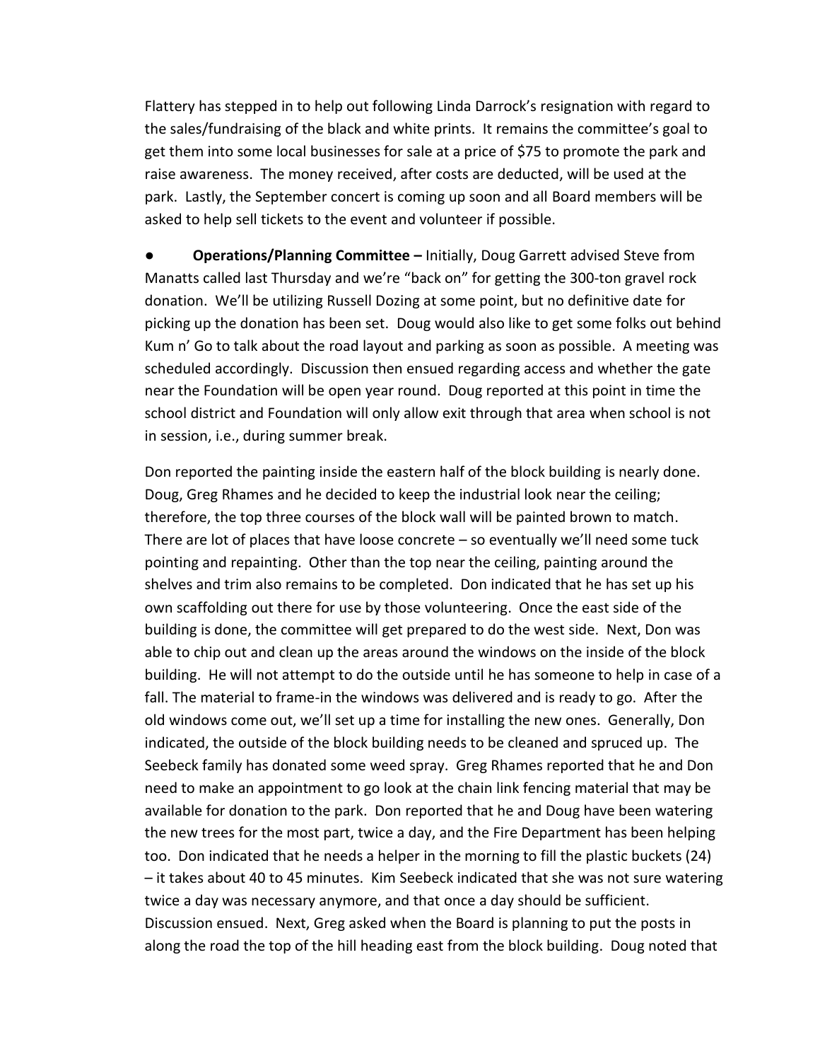Flattery has stepped in to help out following Linda Darrock's resignation with regard to the sales/fundraising of the black and white prints. It remains the committee's goal to get them into some local businesses for sale at a price of $75 to promote the park and raise awareness. The money received, after costs are deducted, will be used at the park. Lastly, the September concert is coming up soon and all Board members will be asked to help sell tickets to the event and volunteer if possible.

● **Operations/Planning Committee –** Initially, Doug Garrett advised Steve from Manatts called last Thursday and we're "back on" for getting the 300-ton gravel rock donation. We'll be utilizing Russell Dozing at some point, but no definitive date for picking up the donation has been set. Doug would also like to get some folks out behind Kum n' Go to talk about the road layout and parking as soon as possible. A meeting was scheduled accordingly. Discussion then ensued regarding access and whether the gate near the Foundation will be open year round. Doug reported at this point in time the school district and Foundation will only allow exit through that area when school is not in session, i.e., during summer break.

Don reported the painting inside the eastern half of the block building is nearly done. Doug, Greg Rhames and he decided to keep the industrial look near the ceiling; therefore, the top three courses of the block wall will be painted brown to match. There are lot of places that have loose concrete – so eventually we'll need some tuck pointing and repainting. Other than the top near the ceiling, painting around the shelves and trim also remains to be completed. Don indicated that he has set up his own scaffolding out there for use by those volunteering. Once the east side of the building is done, the committee will get prepared to do the west side. Next, Don was able to chip out and clean up the areas around the windows on the inside of the block building. He will not attempt to do the outside until he has someone to help in case of a fall. The material to frame-in the windows was delivered and is ready to go. After the old windows come out, we'll set up a time for installing the new ones. Generally, Don indicated, the outside of the block building needs to be cleaned and spruced up. The Seebeck family has donated some weed spray. Greg Rhames reported that he and Don need to make an appointment to go look at the chain link fencing material that may be available for donation to the park. Don reported that he and Doug have been watering the new trees for the most part, twice a day, and the Fire Department has been helping too. Don indicated that he needs a helper in the morning to fill the plastic buckets (24) – it takes about 40 to 45 minutes. Kim Seebeck indicated that she was not sure watering twice a day was necessary anymore, and that once a day should be sufficient. Discussion ensued. Next, Greg asked when the Board is planning to put the posts in along the road the top of the hill heading east from the block building. Doug noted that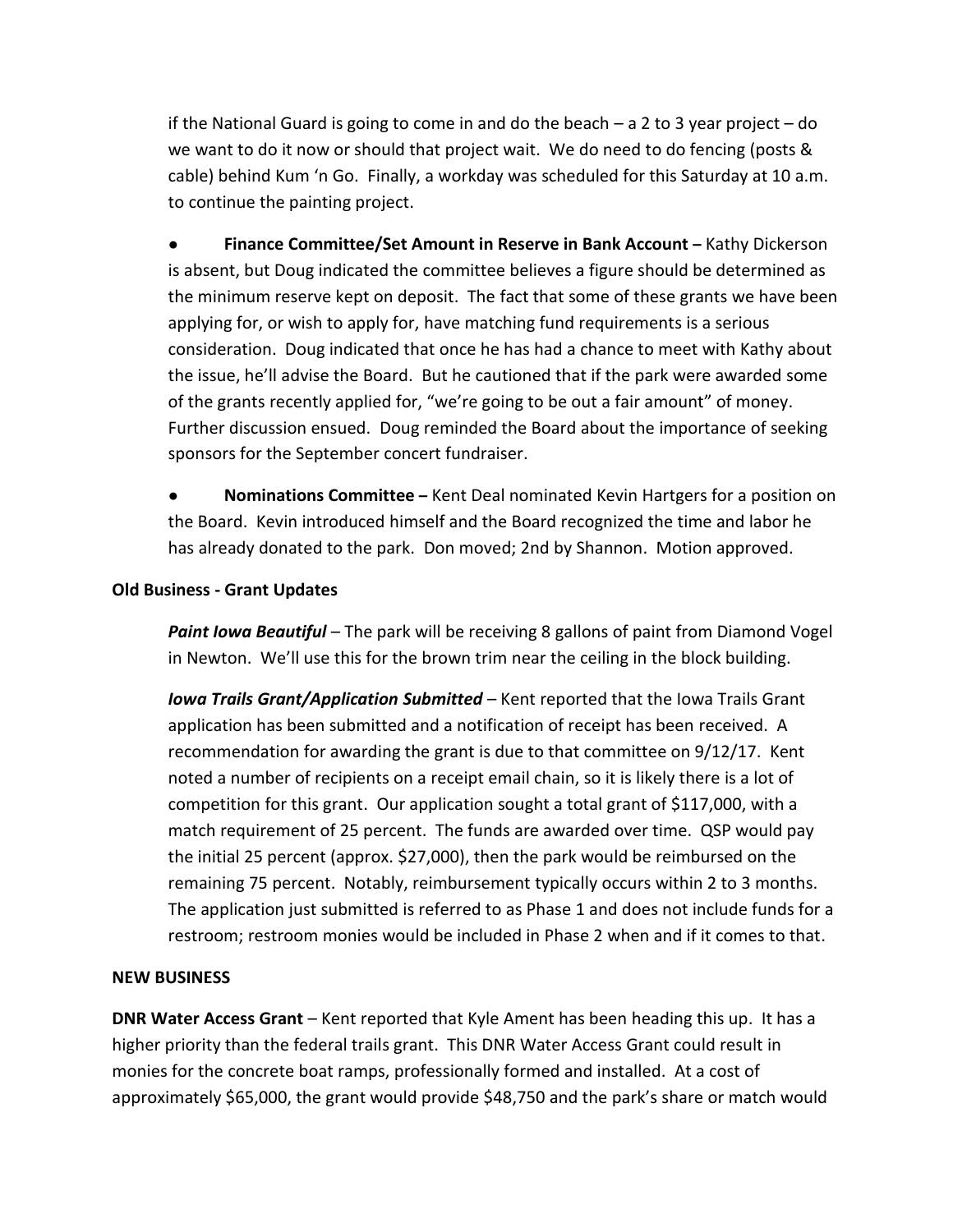if the National Guard is going to come in and do the beach – a 2 to 3 year project – do we want to do it now or should that project wait. We do need to do fencing (posts & cable) behind Kum 'n Go. Finally, a workday was scheduled for this Saturday at 10 a.m. to continue the painting project.

- **Finance Committee/Set Amount in Reserve in Bank Account –** Kathy Dickerson is absent, but Doug indicated the committee believes a figure should be determined as the minimum reserve kept on deposit. The fact that some of these grants we have been applying for, or wish to apply for, have matching fund requirements is a serious consideration. Doug indicated that once he has had a chance to meet with Kathy about the issue, he'll advise the Board. But he cautioned that if the park were awarded some of the grants recently applied for, "we're going to be out a fair amount" of money. Further discussion ensued. Doug reminded the Board about the importance of seeking sponsors for the September concert fundraiser.

- **Nominations Committee –** Kent Deal nominated Kevin Hartgers for a position on the Board. Kevin introduced himself and the Board recognized the time and labor he has already donated to the park. Don moved; 2nd by Shannon. Motion approved.

**Old Business - Grant Updates**

***Paint Iowa Beautiful*** – The park will be receiving 8 gallons of paint from Diamond Vogel in Newton. We'll use this for the brown trim near the ceiling in the block building.

***Iowa Trails Grant/Application Submitted*** – Kent reported that the Iowa Trails Grant application has been submitted and a notification of receipt has been received. A recommendation for awarding the grant is due to that committee on 9/12/17. Kent noted a number of recipients on a receipt email chain, so it is likely there is a lot of competition for this grant. Our application sought a total grant of $117,000, with a match requirement of 25 percent. The funds are awarded over time. QSP would pay the initial 25 percent (approx. $27,000), then the park would be reimbursed on the remaining 75 percent. Notably, reimbursement typically occurs within 2 to 3 months. The application just submitted is referred to as Phase 1 and does not include funds for a restroom; restroom monies would be included in Phase 2 when and if it comes to that.

**NEW BUSINESS**

**DNR Water Access Grant** – Kent reported that Kyle Ament has been heading this up. It has a higher priority than the federal trails grant. This DNR Water Access Grant could result in monies for the concrete boat ramps, professionally formed and installed. At a cost of approximately $65,000, the grant would provide $48,750 and the park's share or match would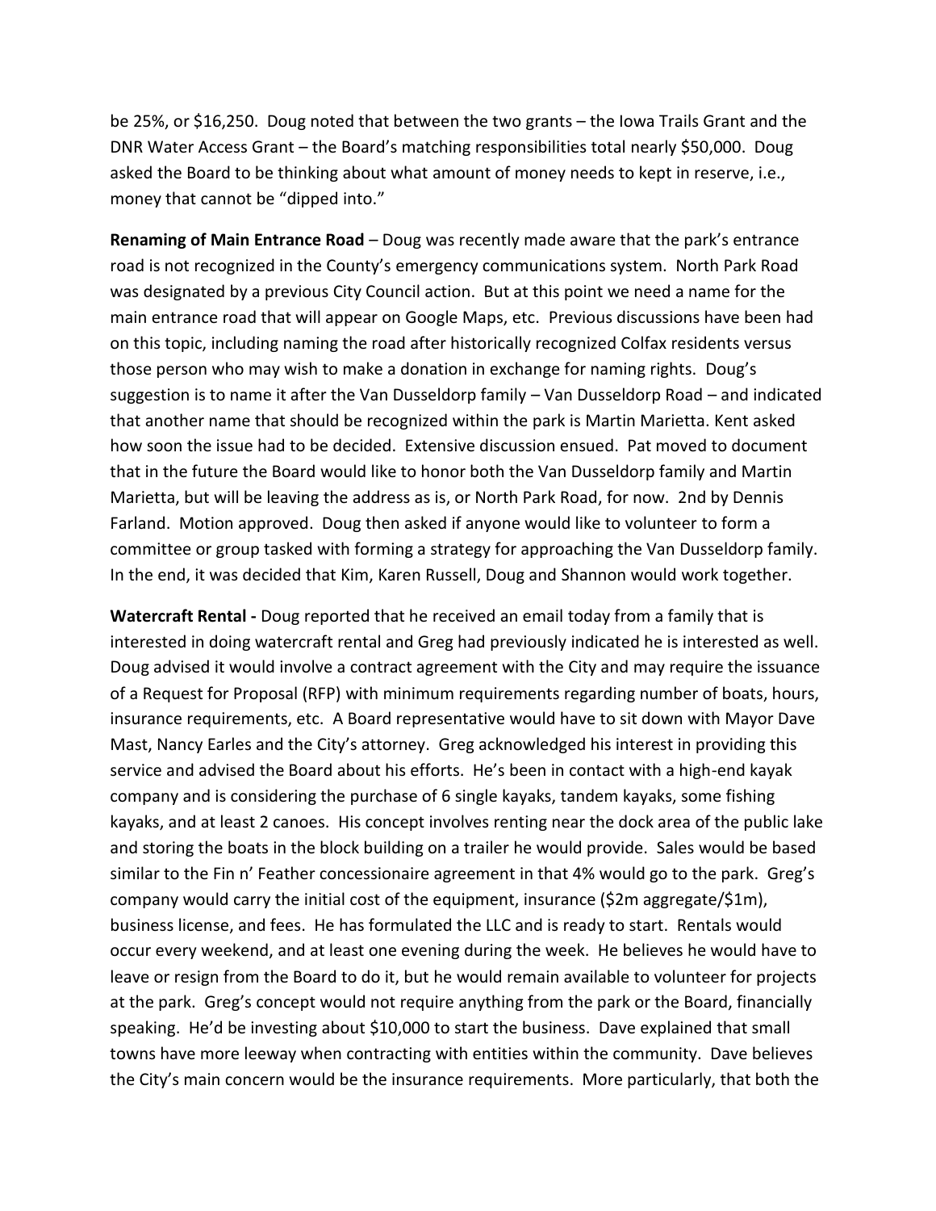be 25%, or $16,250. Doug noted that between the two grants – the Iowa Trails Grant and the DNR Water Access Grant – the Board's matching responsibilities total nearly $50,000. Doug asked the Board to be thinking about what amount of money needs to kept in reserve, i.e., money that cannot be "dipped into."

**Renaming of Main Entrance Road** – Doug was recently made aware that the park's entrance road is not recognized in the County's emergency communications system. North Park Road was designated by a previous City Council action. But at this point we need a name for the main entrance road that will appear on Google Maps, etc. Previous discussions have been had on this topic, including naming the road after historically recognized Colfax residents versus those person who may wish to make a donation in exchange for naming rights. Doug's suggestion is to name it after the Van Dusseldorp family – Van Dusseldorp Road – and indicated that another name that should be recognized within the park is Martin Marietta. Kent asked how soon the issue had to be decided. Extensive discussion ensued. Pat moved to document that in the future the Board would like to honor both the Van Dusseldorp family and Martin Marietta, but will be leaving the address as is, or North Park Road, for now. 2nd by Dennis Farland. Motion approved. Doug then asked if anyone would like to volunteer to form a committee or group tasked with forming a strategy for approaching the Van Dusseldorp family. In the end, it was decided that Kim, Karen Russell, Doug and Shannon would work together.

**Watercraft Rental -** Doug reported that he received an email today from a family that is interested in doing watercraft rental and Greg had previously indicated he is interested as well. Doug advised it would involve a contract agreement with the City and may require the issuance of a Request for Proposal (RFP) with minimum requirements regarding number of boats, hours, insurance requirements, etc. A Board representative would have to sit down with Mayor Dave Mast, Nancy Earles and the City's attorney. Greg acknowledged his interest in providing this service and advised the Board about his efforts. He's been in contact with a high-end kayak company and is considering the purchase of 6 single kayaks, tandem kayaks, some fishing kayaks, and at least 2 canoes. His concept involves renting near the dock area of the public lake and storing the boats in the block building on a trailer he would provide. Sales would be based similar to the Fin n' Feather concessionaire agreement in that 4% would go to the park. Greg's company would carry the initial cost of the equipment, insurance ($2m aggregate/$1m), business license, and fees. He has formulated the LLC and is ready to start. Rentals would occur every weekend, and at least one evening during the week. He believes he would have to leave or resign from the Board to do it, but he would remain available to volunteer for projects at the park. Greg's concept would not require anything from the park or the Board, financially speaking. He'd be investing about $10,000 to start the business. Dave explained that small towns have more leeway when contracting with entities within the community. Dave believes the City's main concern would be the insurance requirements. More particularly, that both the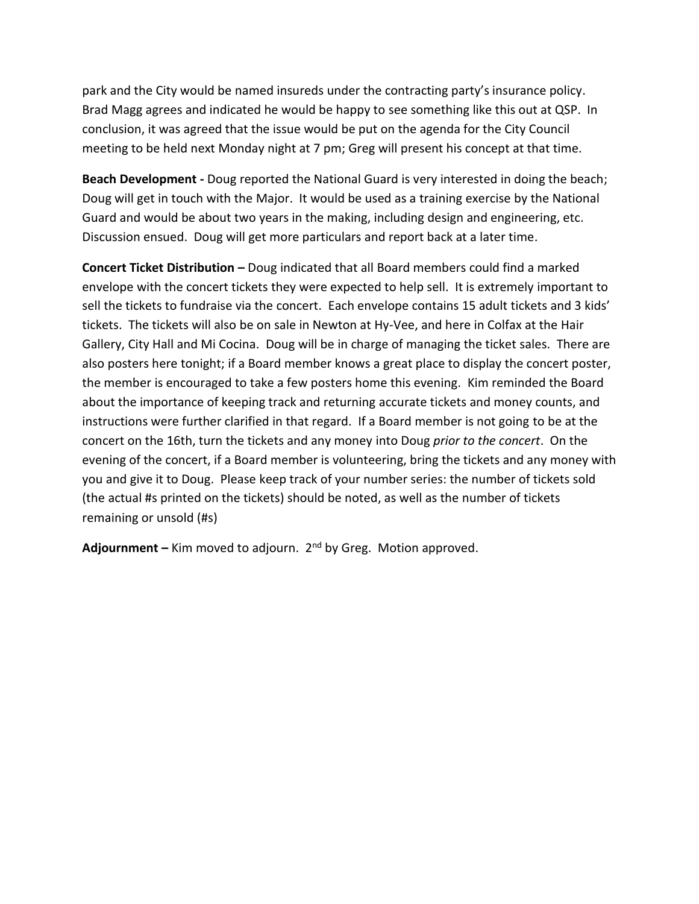park and the City would be named insureds under the contracting party's insurance policy. Brad Magg agrees and indicated he would be happy to see something like this out at QSP. In conclusion, it was agreed that the issue would be put on the agenda for the City Council meeting to be held next Monday night at 7 pm; Greg will present his concept at that time.

**Beach Development -** Doug reported the National Guard is very interested in doing the beach; Doug will get in touch with the Major. It would be used as a training exercise by the National Guard and would be about two years in the making, including design and engineering, etc. Discussion ensued. Doug will get more particulars and report back at a later time.

**Concert Ticket Distribution –** Doug indicated that all Board members could find a marked envelope with the concert tickets they were expected to help sell. It is extremely important to sell the tickets to fundraise via the concert. Each envelope contains 15 adult tickets and 3 kids' tickets. The tickets will also be on sale in Newton at Hy-Vee, and here in Colfax at the Hair Gallery, City Hall and Mi Cocina. Doug will be in charge of managing the ticket sales. There are also posters here tonight; if a Board member knows a great place to display the concert poster, the member is encouraged to take a few posters home this evening. Kim reminded the Board about the importance of keeping track and returning accurate tickets and money counts, and instructions were further clarified in that regard. If a Board member is not going to be at the concert on the 16th, turn the tickets and any money into Doug *prior to the concert*. On the evening of the concert, if a Board member is volunteering, bring the tickets and any money with you and give it to Doug. Please keep track of your number series: the number of tickets sold (the actual #s printed on the tickets) should be noted, as well as the number of tickets remaining or unsold (#s)

**Adjournment –** Kim moved to adjourn. 2nd by Greg. Motion approved.